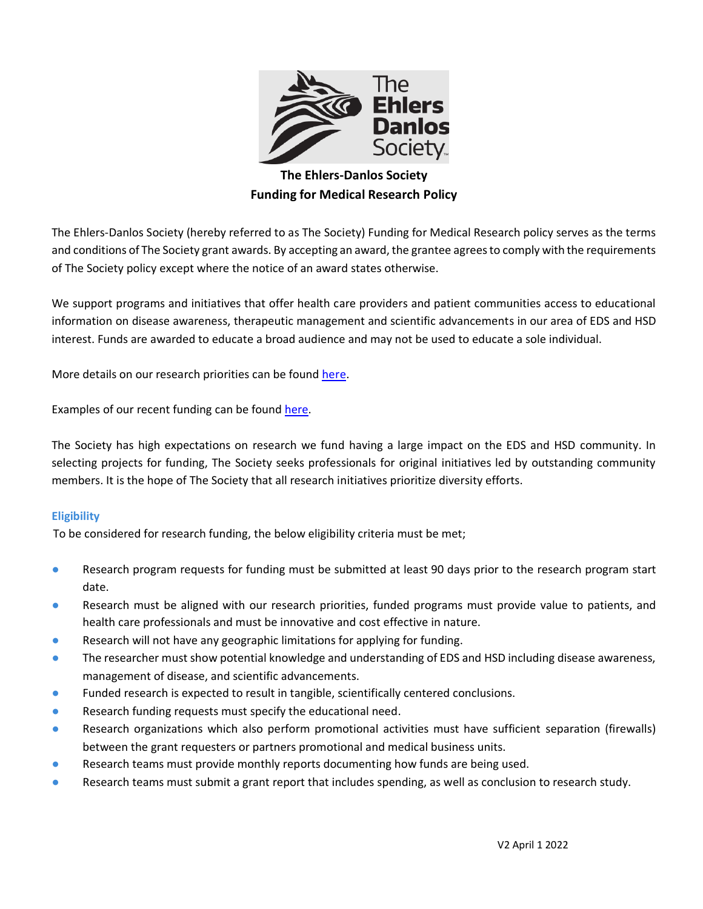# The Ehlers-Danlos Society
## Funding for Medical Research Policy

The Ehlers-Danlos Society (hereby referred to as The Society) Funding for Medical Research policy serves as the terms and conditions of The Society grant awards. By accepting an award, the grantee agrees to comply with the requirements of The Society policy except where the notice of an award states otherwise.

We support programs and initiatives that offer health care providers and patient communities access to educational information on disease awareness, therapeutic management and scientific advancements in our area of EDS and HSD interest. Funds are awarded to educate a broad audience and may not be used to educate a sole individual.

More details on our research priorities can be found here.

Examples of our recent funding can be found here.

The Society has high expectations on research we fund having a large impact on the EDS and HSD community. In selecting projects for funding, The Society seeks professionals for original initiatives led by outstanding community members. It is the hope of The Society that all research initiatives prioritize diversity efforts.

### Eligibility

To be considered for research funding, the below eligibility criteria must be met;

- Research program requests for funding must be submitted at least 90 days prior to the research program start date.
- Research must be aligned with our research priorities, funded programs must provide value to patients, and health care professionals and must be innovative and cost effective in nature.
- Research will not have any geographic limitations for applying for funding.
- The researcher must show potential knowledge and understanding of EDS and HSD including disease awareness, management of disease, and scientific advancements.
- Funded research is expected to result in tangible, scientifically centered conclusions.
- Research funding requests must specify the educational need.
- Research organizations which also perform promotional activities must have sufficient separation (firewalls) between the grant requesters or partners promotional and medical business units.
- Research teams must provide monthly reports documenting how funds are being used.
- Research teams must submit a grant report that includes spending, as well as conclusion to research study.

V2 April 1 2022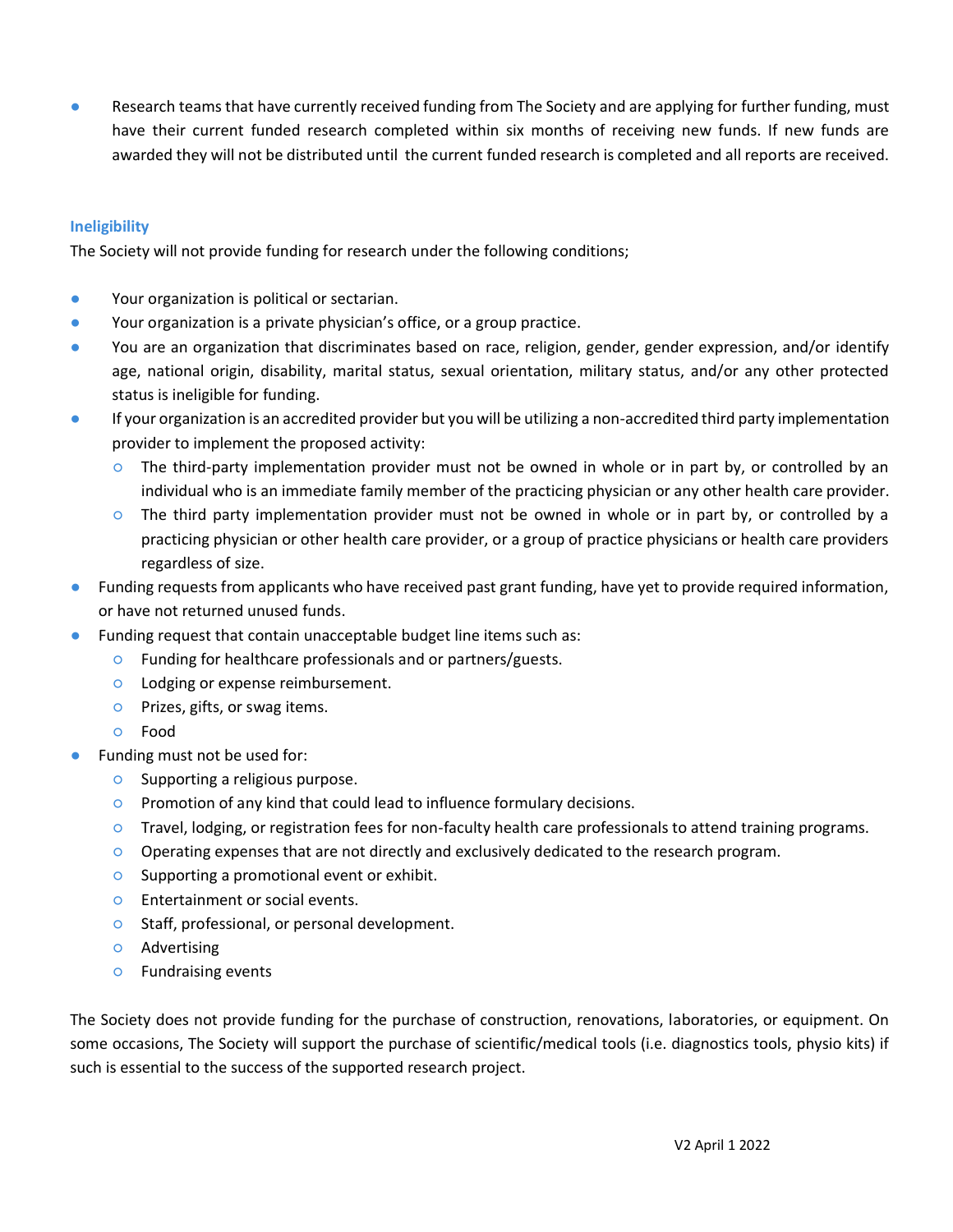- Research teams that have currently received funding from The Society and are applying for further funding, must have their current funded research completed within six months of receiving new funds. If new funds are awarded they will not be distributed until the current funded research is completed and all reports are received.

### Ineligibility

The Society will not provide funding for research under the following conditions;

- Your organization is political or sectarian.
- Your organization is a private physician's office, or a group practice.
- You are an organization that discriminates based on race, religion, gender, gender expression, and/or identify age, national origin, disability, marital status, sexual orientation, military status, and/or any other protected status is ineligible for funding.
- If your organization is an accredited provider but you will be utilizing a non-accredited third party implementation provider to implement the proposed activity:
  - The third-party implementation provider must not be owned in whole or in part by, or controlled by an individual who is an immediate family member of the practicing physician or any other health care provider.
  - The third party implementation provider must not be owned in whole or in part by, or controlled by a practicing physician or other health care provider, or a group of practice physicians or health care providers regardless of size.
- Funding requests from applicants who have received past grant funding, have yet to provide required information, or have not returned unused funds.
- Funding request that contain unacceptable budget line items such as:
  - Funding for healthcare professionals and or partners/guests.
  - Lodging or expense reimbursement.
  - Prizes, gifts, or swag items.
  - Food
- Funding must not be used for:
  - Supporting a religious purpose.
  - Promotion of any kind that could lead to influence formulary decisions.
  - Travel, lodging, or registration fees for non-faculty health care professionals to attend training programs.
  - Operating expenses that are not directly and exclusively dedicated to the research program.
  - Supporting a promotional event or exhibit.
  - Entertainment or social events.
  - Staff, professional, or personal development.
  - Advertising
  - Fundraising events

The Society does not provide funding for the purchase of construction, renovations, laboratories, or equipment. On some occasions, The Society will support the purchase of scientific/medical tools (i.e. diagnostics tools, physio kits) if such is essential to the success of the supported research project.

V2 April 1 2022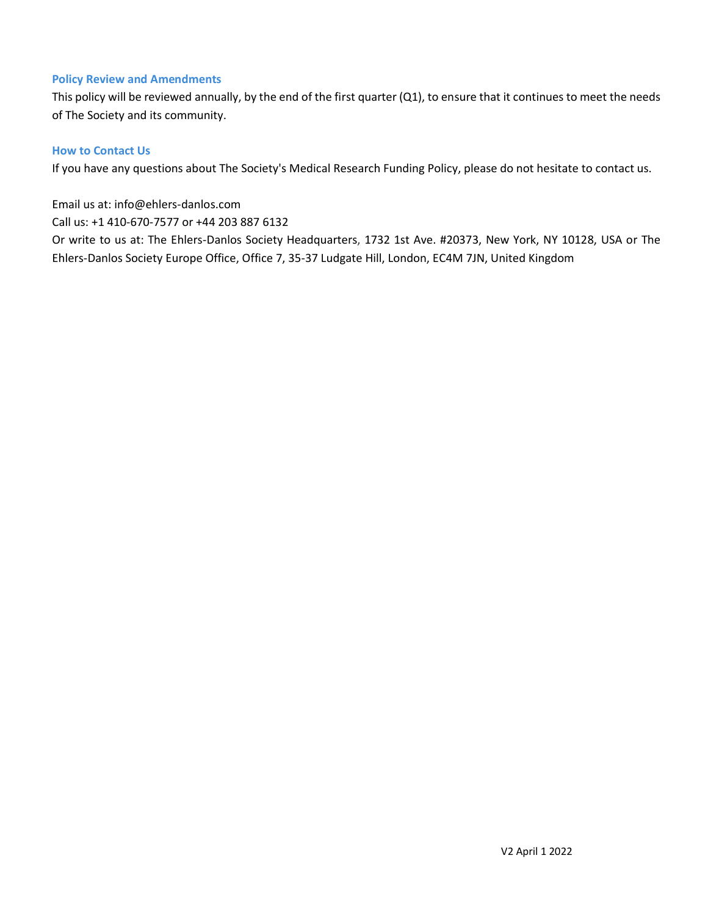## Policy Review and Amendments

This policy will be reviewed annually, by the end of the first quarter (Q1), to ensure that it continues to meet the needs of The Society and its community.

## How to Contact Us

If you have any questions about The Society's Medical Research Funding Policy, please do not hesitate to contact us.

Email us at: info@ehlers-danlos.com
Call us: +1 410-670-7577 or +44 203 887 6132
Or write to us at: The Ehlers-Danlos Society Headquarters, 1732 1st Ave. #20373, New York, NY 10128, USA or The Ehlers-Danlos Society Europe Office, Office 7, 35-37 Ludgate Hill, London, EC4M 7JN, United Kingdom

V2 April 1 2022